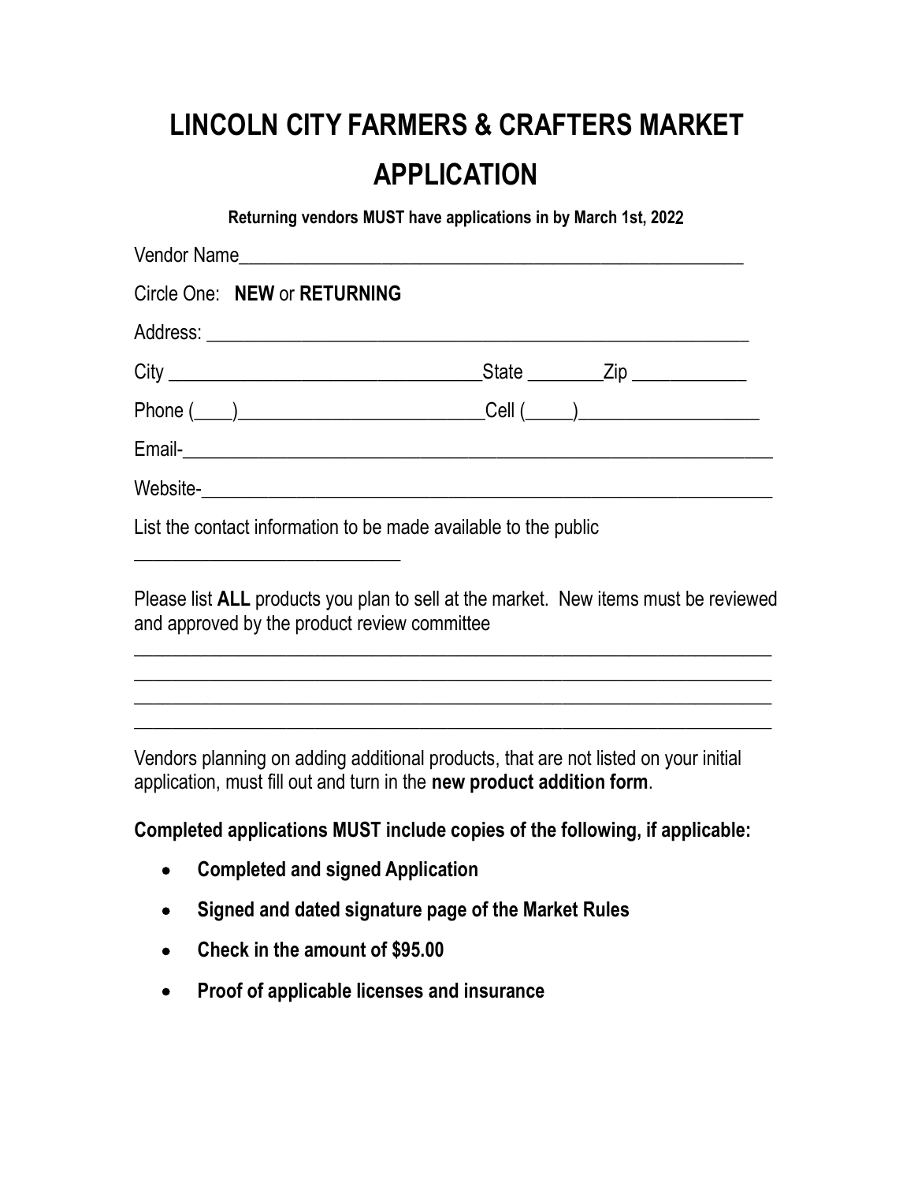# LINCOLN CITY FARMERS & CRAFTERS MARKET APPLICATION

**Returning vendors MUST have applications in by March 1st, 2022**

Vendor Name_______________________________________________________

Circle One: **NEW** or **RETURNING**

Address: __________________________________________________________

City ______________________________State ________Zip ____________

Phone (____)__________________________Cell (_____)___________________

Email-_______________________________________________________________

Website-_____________________________________________________________

List the contact information to be made available to the public

____________________________

Please list **ALL** products you plan to sell at the market. New items must be reviewed and approved by the product review committee

_____________________________________________________________________
_____________________________________________________________________
_____________________________________________________________________
_____________________________________________________________________

Vendors planning on adding additional products, that are not listed on your initial application, must fill out and turn in the **new product addition form**.

**Completed applications MUST include copies of the following, if applicable:**

- **Completed and signed Application**
- **Signed and dated signature page of the Market Rules**
- **Check in the amount of $95.00**
- **Proof of applicable licenses and insurance**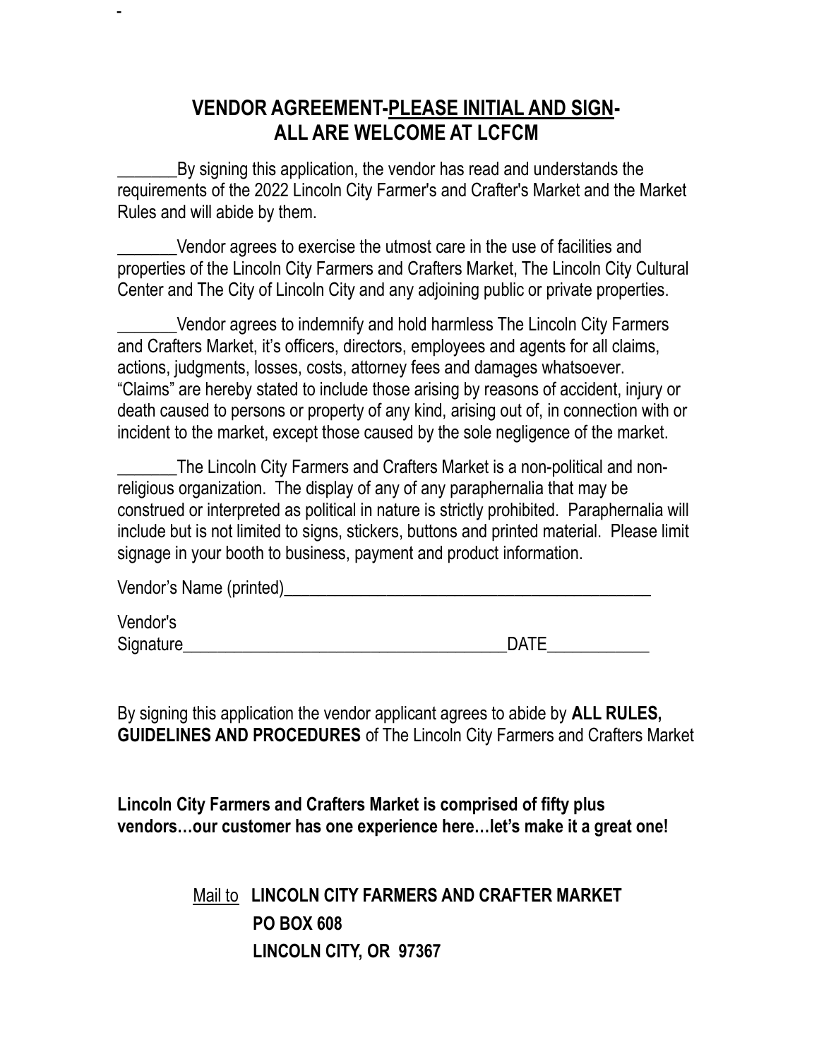## VENDOR AGREEMENT-PLEASE INITIAL AND SIGN-
## ALL ARE WELCOME AT LCFCM

_______By signing this application, the vendor has read and understands the requirements of the 2022 Lincoln City Farmer's and Crafter's Market and the Market Rules and will abide by them.

_______Vendor agrees to exercise the utmost care in the use of facilities and properties of the Lincoln City Farmers and Crafters Market, The Lincoln City Cultural Center and The City of Lincoln City and any adjoining public or private properties.

_______Vendor agrees to indemnify and hold harmless The Lincoln City Farmers and Crafters Market, it's officers, directors, employees and agents for all claims, actions, judgments, losses, costs, attorney fees and damages whatsoever. "Claims" are hereby stated to include those arising by reasons of accident, injury or death caused to persons or property of any kind, arising out of, in connection with or incident to the market, except those caused by the sole negligence of the market.

_______The Lincoln City Farmers and Crafters Market is a non-political and non-religious organization. The display of any of any paraphernalia that may be construed or interpreted as political in nature is strictly prohibited. Paraphernalia will include but is not limited to signs, stickers, buttons and printed material. Please limit signage in your booth to business, payment and product information.

Vendor's Name (printed)_____________________________________________

Vendor's Signature______________________________________DATE____________

By signing this application the vendor applicant agrees to abide by **ALL RULES, GUIDELINES AND PROCEDURES** of The Lincoln City Farmers and Crafters Market

**Lincoln City Farmers and Crafters Market is comprised of fifty plus vendors…our customer has one experience here…let's make it a great one!**

Mail to **LINCOLN CITY FARMERS AND CRAFTER MARKET**
**PO BOX 608**
**LINCOLN CITY, OR 97367**